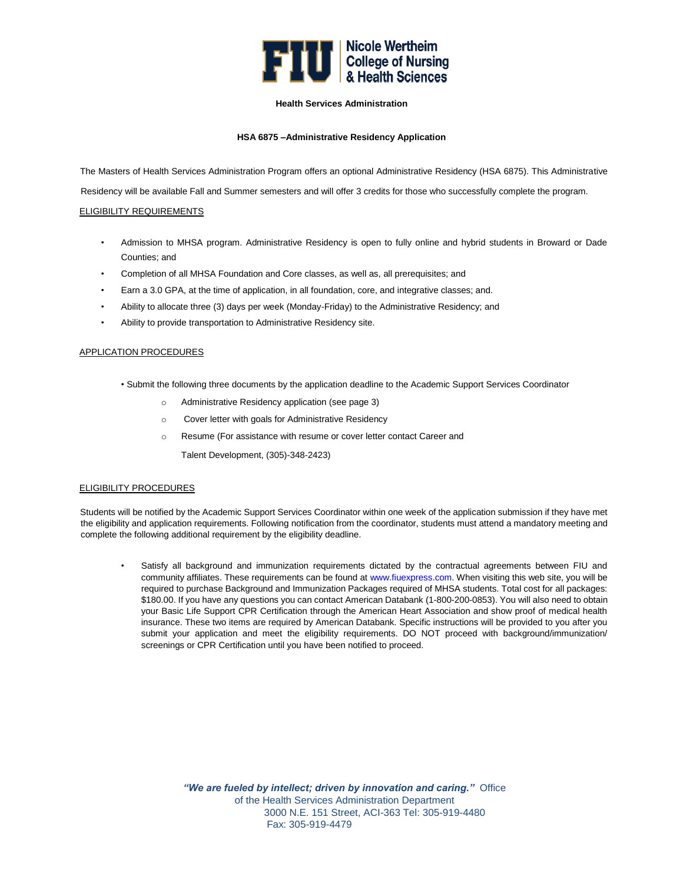**Nicole Wertheim College of Nursing & Health Sciences**

**Health Services Administration**

**HSA 6875 –Administrative Residency Application**

The Masters of Health Services Administration Program offers an optional Administrative Residency (HSA 6875). This Administrative Residency will be available Fall and Summer semesters and will offer 3 credits for those who successfully complete the program.

## ELIGIBILITY REQUIREMENTS

- Admission to MHSA program. Administrative Residency is open to fully online and hybrid students in Broward or Dade Counties; and
- Completion of all MHSA Foundation and Core classes, as well as, all prerequisites; and
- Earn a 3.0 GPA, at the time of application, in all foundation, core, and integrative classes; and.
- Ability to allocate three (3) days per week (Monday-Friday) to the Administrative Residency; and
- Ability to provide transportation to Administrative Residency site.

## APPLICATION PROCEDURES

- Submit the following three documents by the application deadline to the Academic Support Services Coordinator
  - Administrative Residency application (see page 3)
  - Cover letter with goals for Administrative Residency
  - Resume (For assistance with resume or cover letter contact Career and Talent Development, (305)-348-2423)

## ELIGIBILITY PROCEDURES

Students will be notified by the Academic Support Services Coordinator within one week of the application submission if they have met the eligibility and application requirements. Following notification from the coordinator, students must attend a mandatory meeting and complete the following additional requirement by the eligibility deadline.

- Satisfy all background and immunization requirements dictated by the contractual agreements between FIU and community affiliates. These requirements can be found at www.fiuexpress.com. When visiting this web site, you will be required to purchase Background and Immunization Packages required of MHSA students. Total cost for all packages: $180.00. If you have any questions you can contact American Databank (1-800-200-0853). You will also need to obtain your Basic Life Support CPR Certification through the American Heart Association and show proof of medical health insurance. These two items are required by American Databank. Specific instructions will be provided to you after you submit your application and meet the eligibility requirements. DO NOT proceed with background/immunization/ screenings or CPR Certification until you have been notified to proceed.

***"We are fueled by intellect; driven by innovation and caring."*** Office of the Health Services Administration Department
3000 N.E. 151 Street, ACI-363 Tel: 305-919-4480
Fax: 305-919-4479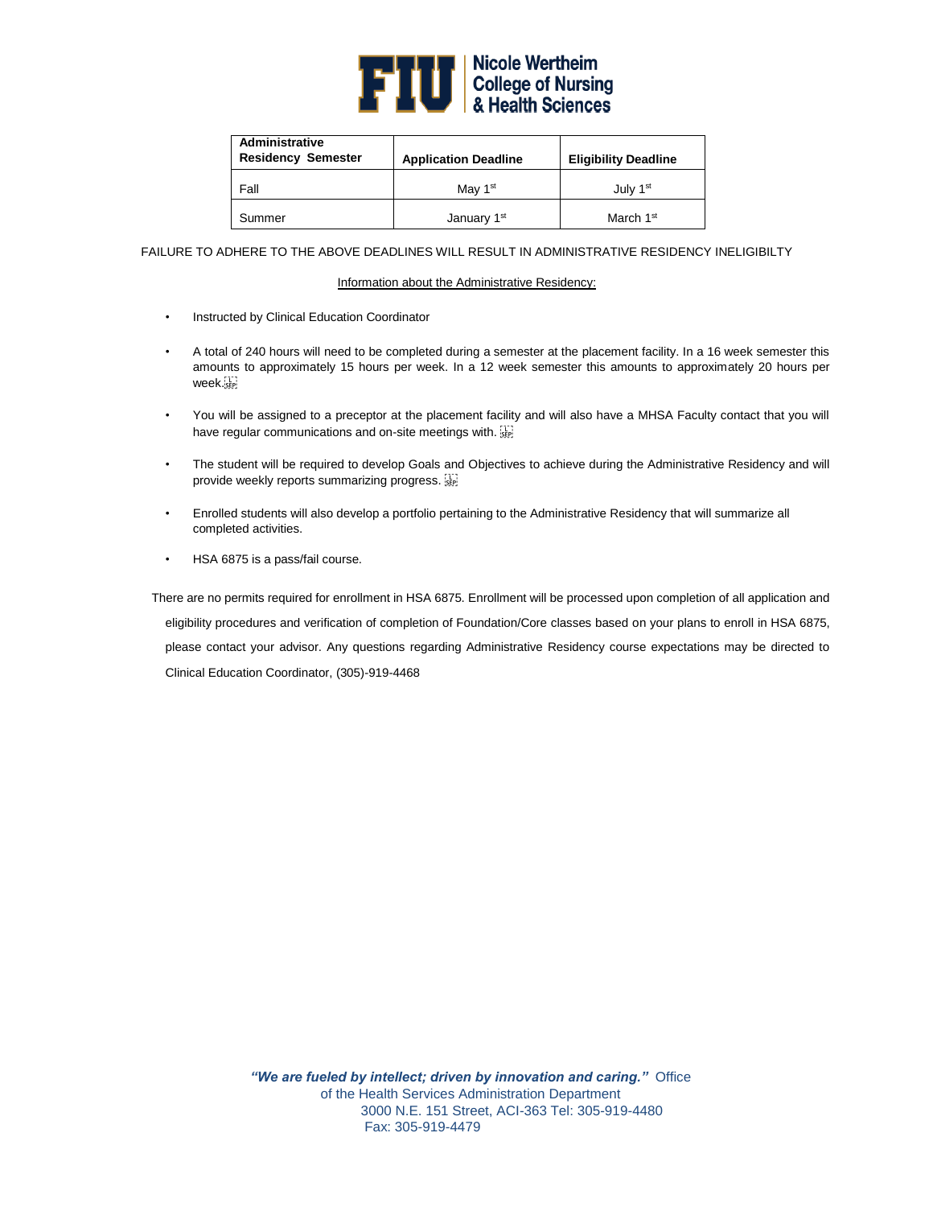Nicole Wertheim College of Nursing & Health Sciences

| Administrative Residency Semester | Application Deadline | Eligibility Deadline |
|---|---|---|
| Fall | May 1st | July 1st |
| Summer | January 1st | March 1st |

FAILURE TO ADHERE TO THE ABOVE DEADLINES WILL RESULT IN ADMINISTRATIVE RESIDENCY INELIGIBILTY

Information about the Administrative Residency:

- Instructed by Clinical Education Coordinator
- A total of 240 hours will need to be completed during a semester at the placement facility. In a 16 week semester this amounts to approximately 15 hours per week. In a 12 week semester this amounts to approximately 20 hours per week.
- You will be assigned to a preceptor at the placement facility and will also have a MHSA Faculty contact that you will have regular communications and on-site meetings with.
- The student will be required to develop Goals and Objectives to achieve during the Administrative Residency and will provide weekly reports summarizing progress.
- Enrolled students will also develop a portfolio pertaining to the Administrative Residency that will summarize all completed activities.
- HSA 6875 is a pass/fail course.

There are no permits required for enrollment in HSA 6875. Enrollment will be processed upon completion of all application and eligibility procedures and verification of completion of Foundation/Core classes based on your plans to enroll in HSA 6875, please contact your advisor. Any questions regarding Administrative Residency course expectations may be directed to Clinical Education Coordinator, (305)-919-4468

***"We are fueled by intellect; driven by innovation and caring."*** Office of the Health Services Administration Department
3000 N.E. 151 Street, ACI-363 Tel: 305-919-4480
Fax: 305-919-4479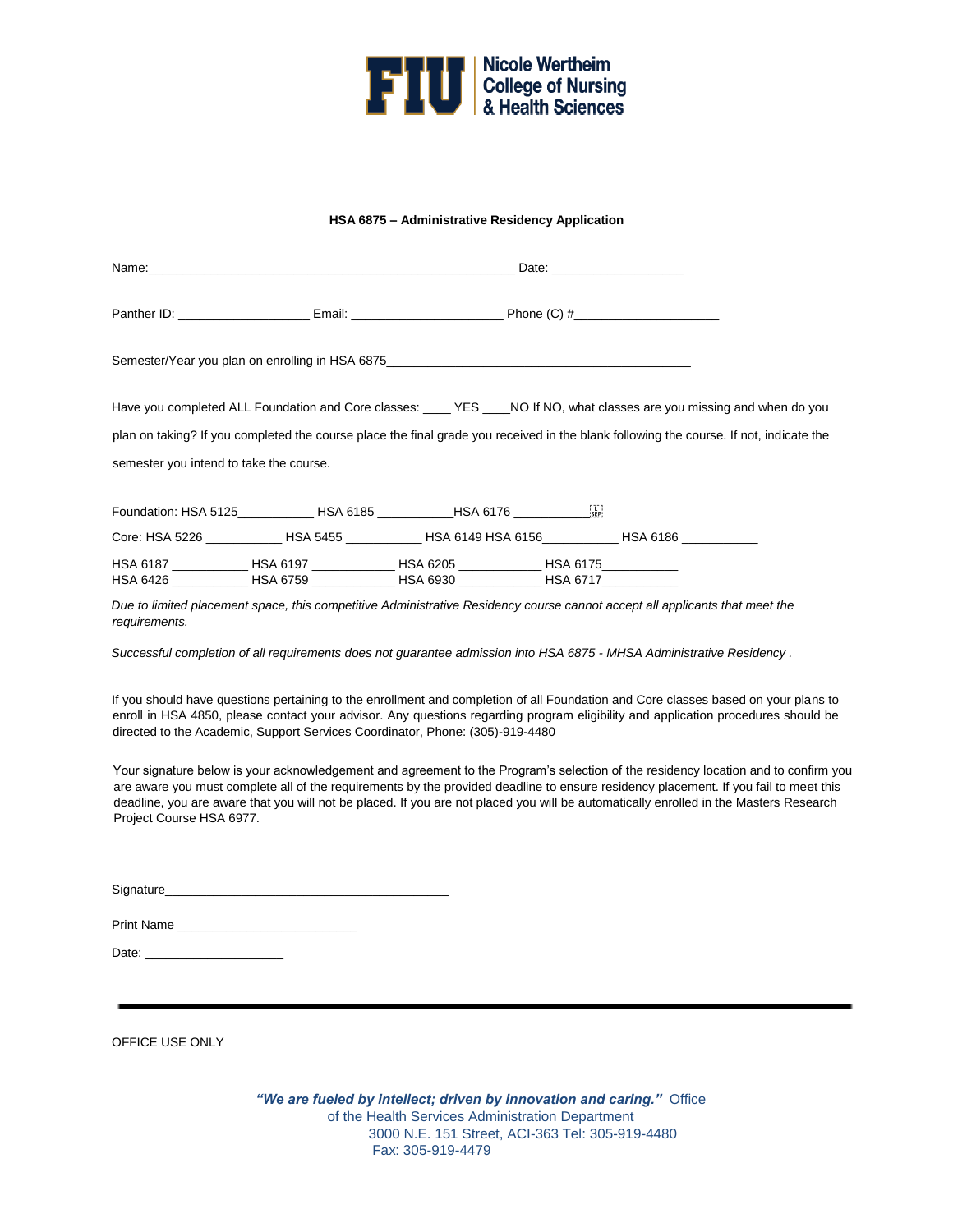Nicole Wertheim College of Nursing & Health Sciences

**HSA 6875 – Administrative Residency Application**

Name:_____________________________________________ Date: _______________

Panther ID: _______________ Email: __________________ Phone (C) #________________

Semester/Year you plan on enrolling in HSA 6875____________________________________

Have you completed ALL Foundation and Core classes: ____ YES ____NO If NO, what classes are you missing and when do you plan on taking? If you completed the course place the final grade you received in the blank following the course. If not, indicate the semester you intend to take the course.

Foundation: HSA 5125_________ HSA 6185 _________HSA 6176 _________

Core: HSA 5226 _________ HSA 5455 _________ HSA 6149 HSA 6156_________ HSA 6186 _________

HSA 6187 _________ HSA 6197 __________ HSA 6205 __________ HSA 6175_________
HSA 6426 _________ HSA 6759 __________ HSA 6930 __________ HSA 6717_________

*Due to limited placement space, this competitive Administrative Residency course cannot accept all applicants that meet the requirements.*

*Successful completion of all requirements does not guarantee admission into HSA 6875 - MHSA Administrative Residency .*

If you should have questions pertaining to the enrollment and completion of all Foundation and Core classes based on your plans to enroll in HSA 4850, please contact your advisor. Any questions regarding program eligibility and application procedures should be directed to the Academic, Support Services Coordinator, Phone: (305)-919-4480

Your signature below is your acknowledgement and agreement to the Program's selection of the residency location and to confirm you are aware you must complete all of the requirements by the provided deadline to ensure residency placement. If you fail to meet this deadline, you are aware that you will not be placed. If you are not placed you will be automatically enrolled in the Masters Research Project Course HSA 6977.

Signature__________________________________

Print Name ______________________

Date: _________________

---

OFFICE USE ONLY

***"We are fueled by intellect; driven by innovation and caring."*** Office of the Health Services Administration Department
3000 N.E. 151 Street, ACI-363 Tel: 305-919-4480
Fax: 305-919-4479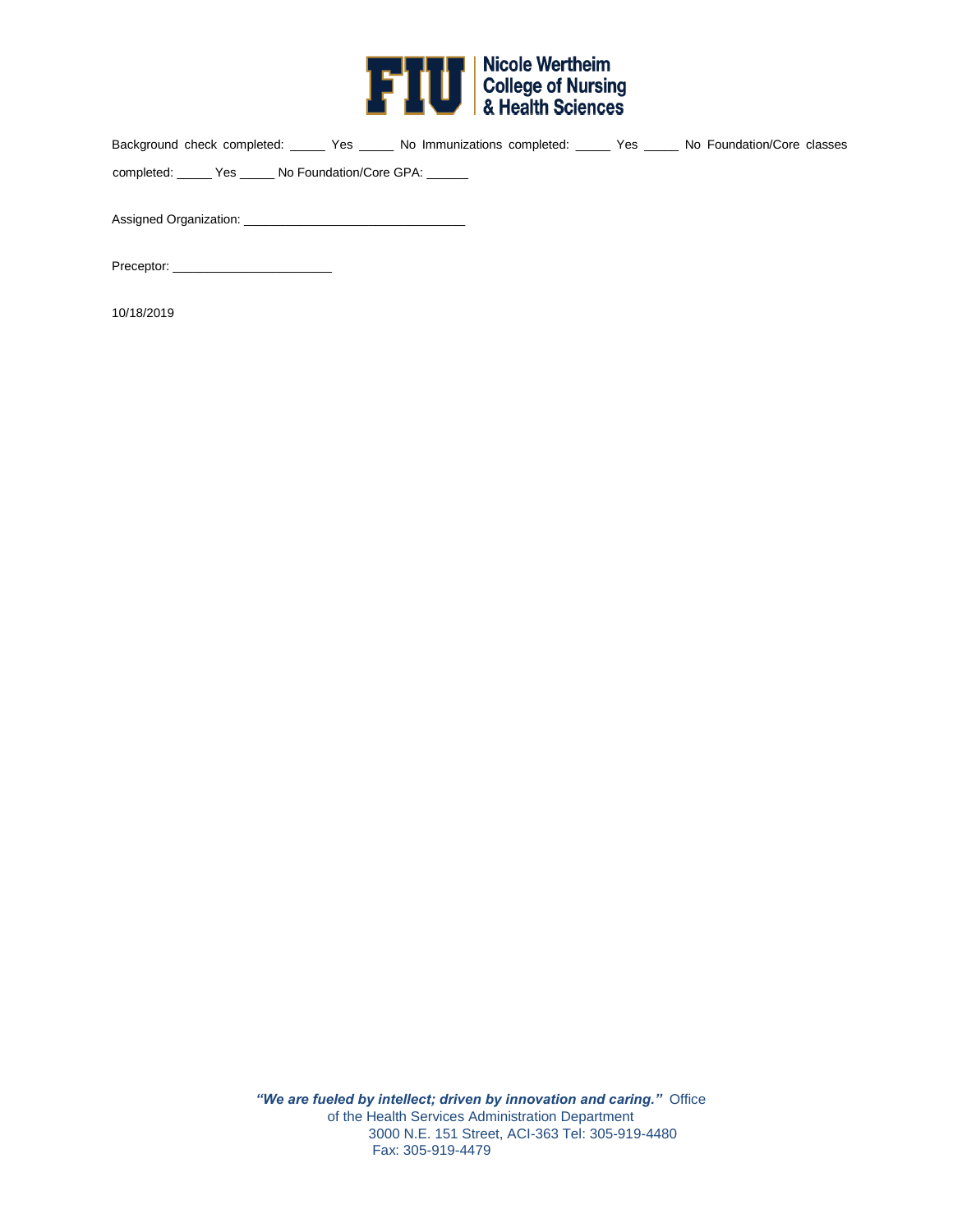Background check completed: _____ Yes _____ No Immunizations completed: _____ Yes _____ No Foundation/Core classes completed: _____ Yes _____ No Foundation/Core GPA: ______

Assigned Organization: _______________________________

Preceptor: ______________________

10/18/2019

***"We are fueled by intellect; driven by innovation and caring."*** Office of the Health Services Administration Department
3000 N.E. 151 Street, ACI-363 Tel: 305-919-4480
Fax: 305-919-4479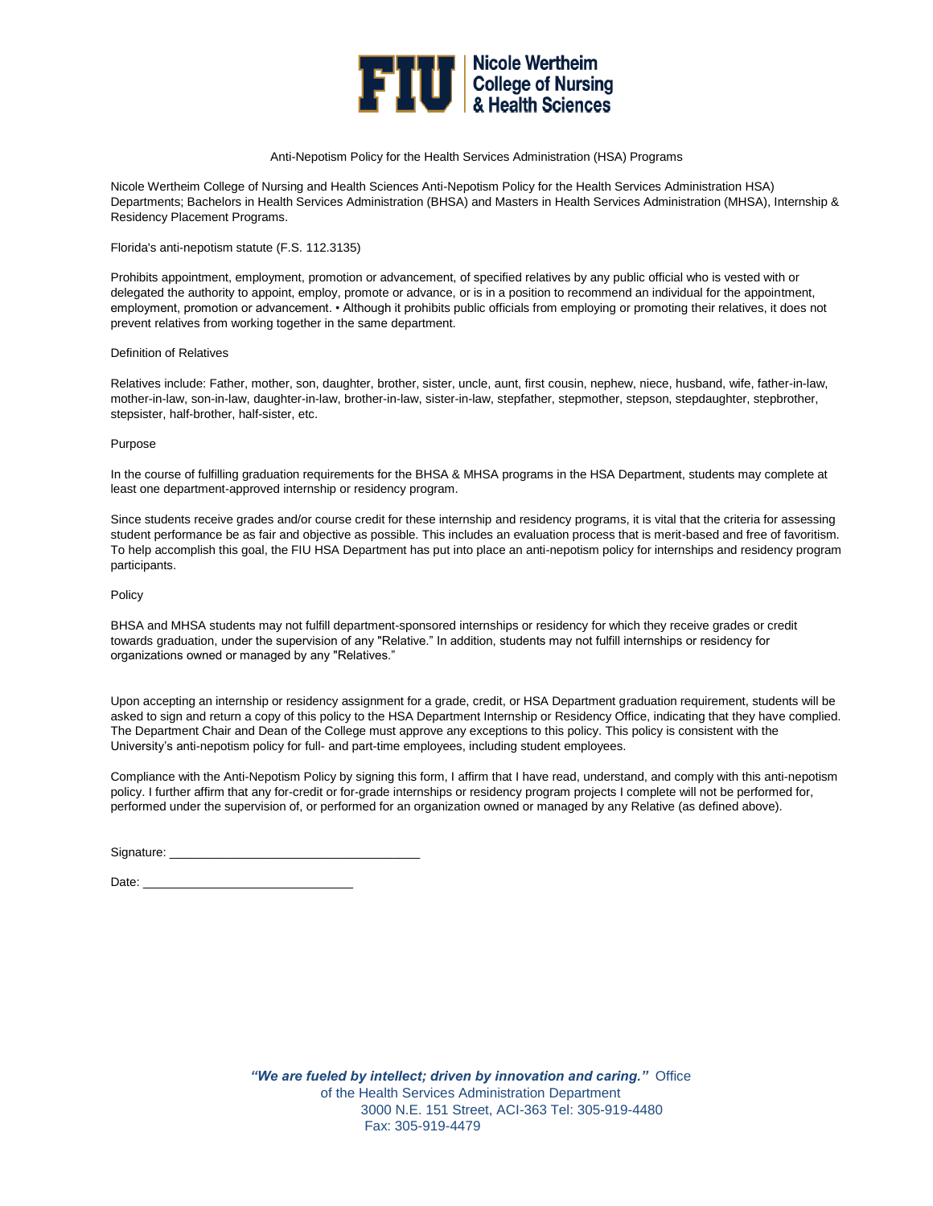**FIU | Nicole Wertheim College of Nursing & Health Sciences**

# Anti-Nepotism Policy for the Health Services Administration (HSA) Programs

Nicole Wertheim College of Nursing and Health Sciences Anti-Nepotism Policy for the Health Services Administration HSA) Departments; Bachelors in Health Services Administration (BHSA) and Masters in Health Services Administration (MHSA), Internship & Residency Placement Programs.

Florida's anti-nepotism statute (F.S. 112.3135)

Prohibits appointment, employment, promotion or advancement, of specified relatives by any public official who is vested with or delegated the authority to appoint, employ, promote or advance, or is in a position to recommend an individual for the appointment, employment, promotion or advancement. • Although it prohibits public officials from employing or promoting their relatives, it does not prevent relatives from working together in the same department.

## Definition of Relatives

Relatives include: Father, mother, son, daughter, brother, sister, uncle, aunt, first cousin, nephew, niece, husband, wife, father-in-law, mother-in-law, son-in-law, daughter-in-law, brother-in-law, sister-in-law, stepfather, stepmother, stepson, stepdaughter, stepbrother, stepsister, half-brother, half-sister, etc.

## Purpose

In the course of fulfilling graduation requirements for the BHSA & MHSA programs in the HSA Department, students may complete at least one department-approved internship or residency program.

Since students receive grades and/or course credit for these internship and residency programs, it is vital that the criteria for assessing student performance be as fair and objective as possible. This includes an evaluation process that is merit-based and free of favoritism. To help accomplish this goal, the FIU HSA Department has put into place an anti-nepotism policy for internships and residency program participants.

## Policy

BHSA and MHSA students may not fulfill department-sponsored internships or residency for which they receive grades or credit towards graduation, under the supervision of any "Relative." In addition, students may not fulfill internships or residency for organizations owned or managed by any "Relatives."

Upon accepting an internship or residency assignment for a grade, credit, or HSA Department graduation requirement, students will be asked to sign and return a copy of this policy to the HSA Department Internship or Residency Office, indicating that they have complied. The Department Chair and Dean of the College must approve any exceptions to this policy. This policy is consistent with the University's anti-nepotism policy for full- and part-time employees, including student employees.

Compliance with the Anti-Nepotism Policy by signing this form, I affirm that I have read, understand, and comply with this anti-nepotism policy. I further affirm that any for-credit or for-grade internships or residency program projects I complete will not be performed for, performed under the supervision of, or performed for an organization owned or managed by any Relative (as defined above).

Signature: ___________________________________

Date: _____________________________

***"We are fueled by intellect; driven by innovation and caring."*** Office of the Health Services Administration Department
3000 N.E. 151 Street, ACI-363 Tel: 305-919-4480
Fax: 305-919-4479